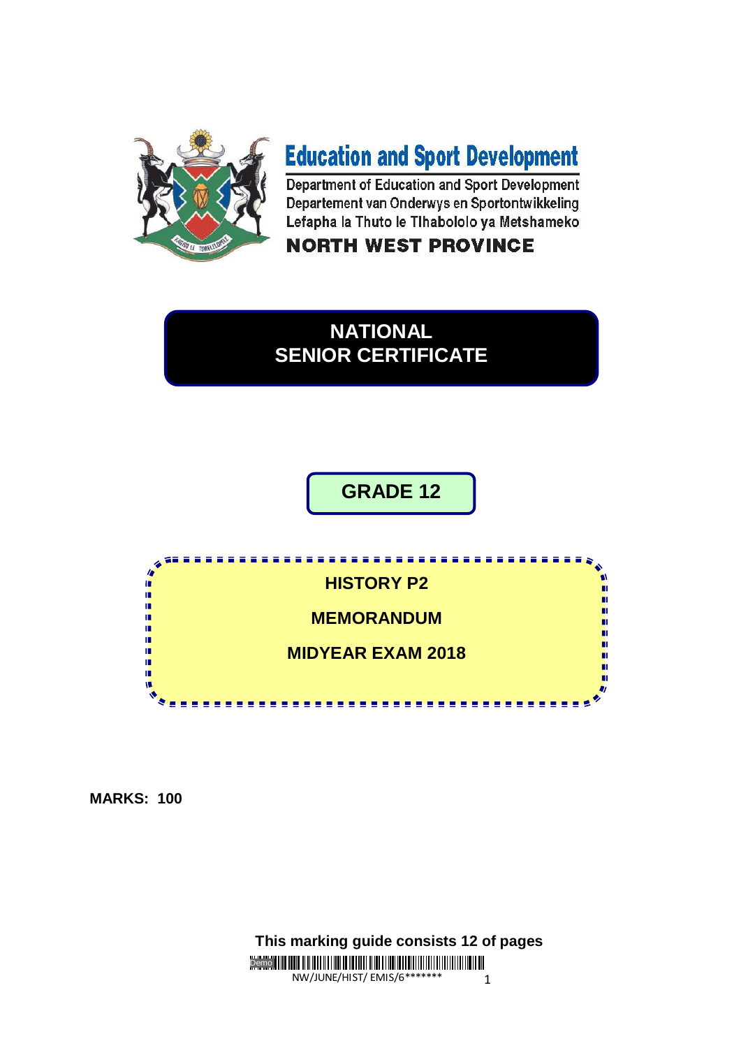# Education and Sport Development

Department of Education and Sport Development
Departement van Onderwys en Sportontwikkeling
Lefapha la Thuto le Tlhabololo ya Metshameko

**NORTH WEST PROVINCE**

## NATIONAL SENIOR CERTIFICATE

## GRADE 12

## HISTORY P2

## MEMORANDUM

## MIDYEAR EXAM 2018

**MARKS: 100**

**This marking guide consists 12 of pages**

NW/JUNE/HIST/ EMIS/6*******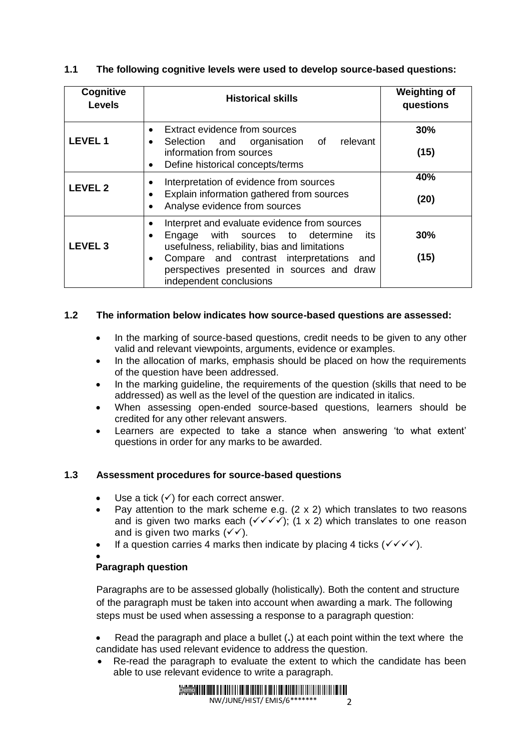### 1.1 The following cognitive levels were used to develop source-based questions:

| Cognitive Levels | Historical skills | Weighting of questions |
|---|---|---|
| **LEVEL 1** | • Extract evidence from sources<br>• Selection and organisation of relevant information from sources<br>• Define historical concepts/terms | **30%**<br><br>**(15)** |
| **LEVEL 2** | • Interpretation of evidence from sources<br>• Explain information gathered from sources<br>• Analyse evidence from sources | **40%**<br><br>**(20)** |
| **LEVEL 3** | • Interpret and evaluate evidence from sources<br>• Engage with sources to determine its usefulness, reliability, bias and limitations<br>• Compare and contrast interpretations and perspectives presented in sources and draw independent conclusions | **30%**<br><br>**(15)** |

### 1.2 The information below indicates how source-based questions are assessed:

- In the marking of source-based questions, credit needs to be given to any other valid and relevant viewpoints, arguments, evidence or examples.
- In the allocation of marks, emphasis should be placed on how the requirements of the question have been addressed.
- In the marking guideline, the requirements of the question (skills that need to be addressed) as well as the level of the question are indicated in italics.
- When assessing open-ended source-based questions, learners should be credited for any other relevant answers.
- Learners are expected to take a stance when answering 'to what extent' questions in order for any marks to be awarded.

### 1.3 Assessment procedures for source-based questions

- Use a tick (✓) for each correct answer.
- Pay attention to the mark scheme e.g. (2 x 2) which translates to two reasons and is given two marks each (✓✓✓✓); (1 x 2) which translates to one reason and is given two marks (✓✓).
- If a question carries 4 marks then indicate by placing 4 ticks (✓✓✓✓).

**Paragraph question**

Paragraphs are to be assessed globally (holistically). Both the content and structure of the paragraph must be taken into account when awarding a mark. The following steps must be used when assessing a response to a paragraph question:

- Read the paragraph and place a bullet (**.**) at each point within the text where the candidate has used relevant evidence to address the question.
- Re-read the paragraph to evaluate the extent to which the candidate has been able to use relevant evidence to write a paragraph.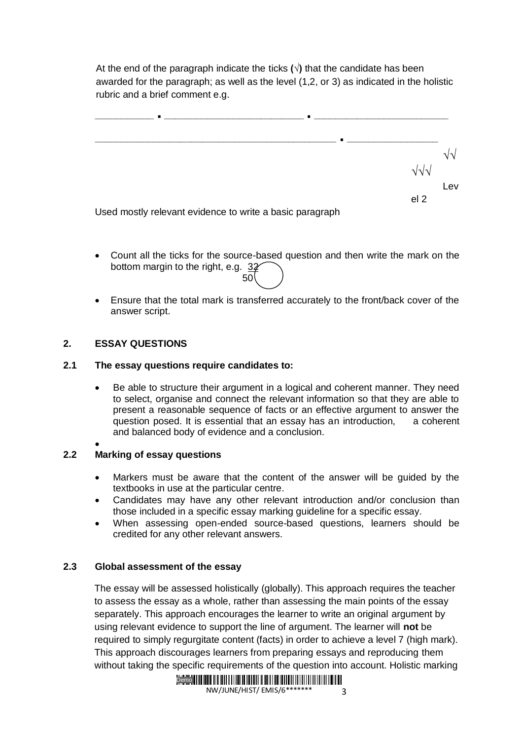At the end of the paragraph indicate the ticks (√) that the candidate has been awarded for the paragraph; as well as the level (1,2, or 3) as indicated in the holistic rubric and a brief comment e.g.

__________ ▪ ________________________ ▪ _______________________

____________________________________________ ▪ _______________

√√

√√√

Level 2

Used mostly relevant evidence to write a basic paragraph

- Count all the ticks for the source-based question and then write the mark on the bottom margin to the right, e.g. 32/50
- Ensure that the total mark is transferred accurately to the front/back cover of the answer script.

## 2. ESSAY QUESTIONS

### 2.1 The essay questions require candidates to:

- Be able to structure their argument in a logical and coherent manner. They need to select, organise and connect the relevant information so that they are able to present a reasonable sequence of facts or an effective argument to answer the question posed. It is essential that an essay has an introduction, a coherent and balanced body of evidence and a conclusion.

### 2.2 Marking of essay questions

- Markers must be aware that the content of the answer will be guided by the textbooks in use at the particular centre.
- Candidates may have any other relevant introduction and/or conclusion than those included in a specific essay marking guideline for a specific essay.
- When assessing open-ended source-based questions, learners should be credited for any other relevant answers.

### 2.3 Global assessment of the essay

The essay will be assessed holistically (globally). This approach requires the teacher to assess the essay as a whole, rather than assessing the main points of the essay separately. This approach encourages the learner to write an original argument by using relevant evidence to support the line of argument. The learner will **not** be required to simply regurgitate content (facts) in order to achieve a level 7 (high mark). This approach discourages learners from preparing essays and reproducing them without taking the specific requirements of the question into account. Holistic marking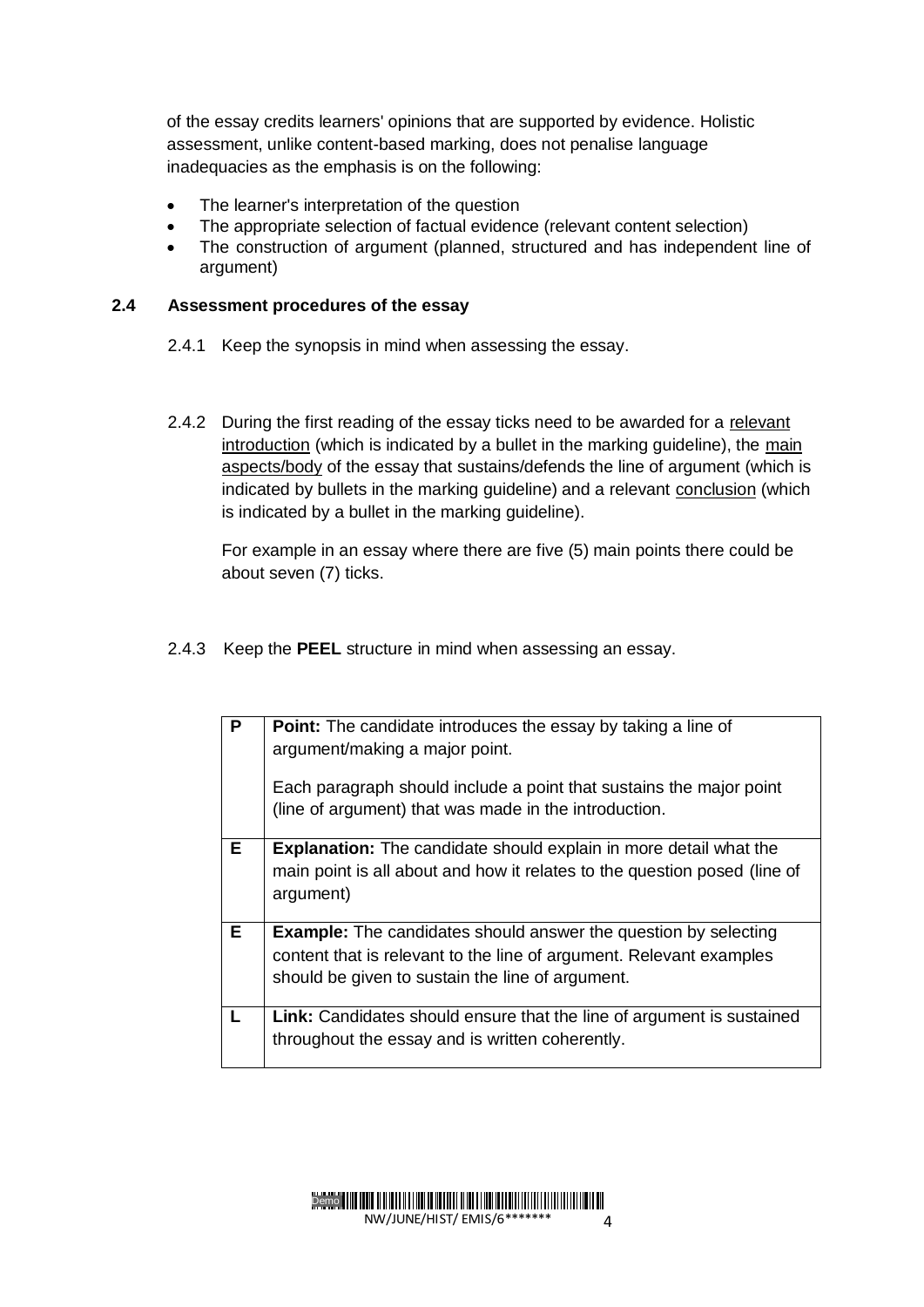of the essay credits learners' opinions that are supported by evidence. Holistic assessment, unlike content-based marking, does not penalise language inadequacies as the emphasis is on the following:

- The learner's interpretation of the question
- The appropriate selection of factual evidence (relevant content selection)
- The construction of argument (planned, structured and has independent line of argument)

### 2.4 Assessment procedures of the essay

2.4.1 Keep the synopsis in mind when assessing the essay.

2.4.2 During the first reading of the essay ticks need to be awarded for a relevant introduction (which is indicated by a bullet in the marking guideline), the main aspects/body of the essay that sustains/defends the line of argument (which is indicated by bullets in the marking guideline) and a relevant conclusion (which is indicated by a bullet in the marking guideline).

For example in an essay where there are five (5) main points there could be about seven (7) ticks.

2.4.3 Keep the **PEEL** structure in mind when assessing an essay.

| | |
|---|---|
| **P** | **Point:** The candidate introduces the essay by taking a line of argument/making a major point.<br><br>Each paragraph should include a point that sustains the major point (line of argument) that was made in the introduction. |
| **E** | **Explanation:** The candidate should explain in more detail what the main point is all about and how it relates to the question posed (line of argument) |
| **E** | **Example:** The candidates should answer the question by selecting content that is relevant to the line of argument. Relevant examples should be given to sustain the line of argument. |
| **L** | **Link:** Candidates should ensure that the line of argument is sustained throughout the essay and is written coherently. |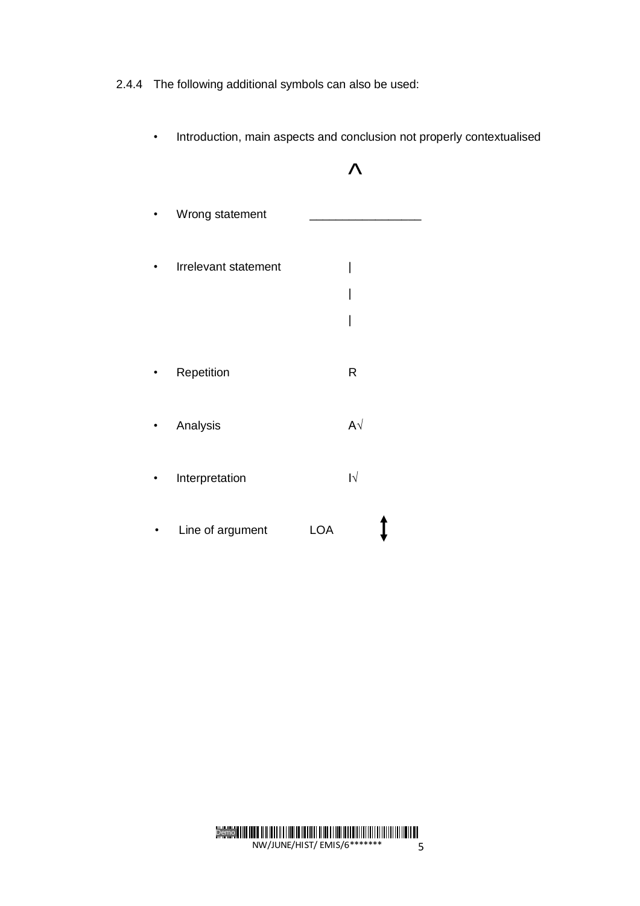2.4.4 The following additional symbols can also be used:

- Introduction, main aspects and conclusion not properly contextualised

  ^

- Wrong statement ________________

- Irrelevant statement |
  |
  |

- Repetition R

- Analysis A√

- Interpretation I√

- Line of argument LOA ↕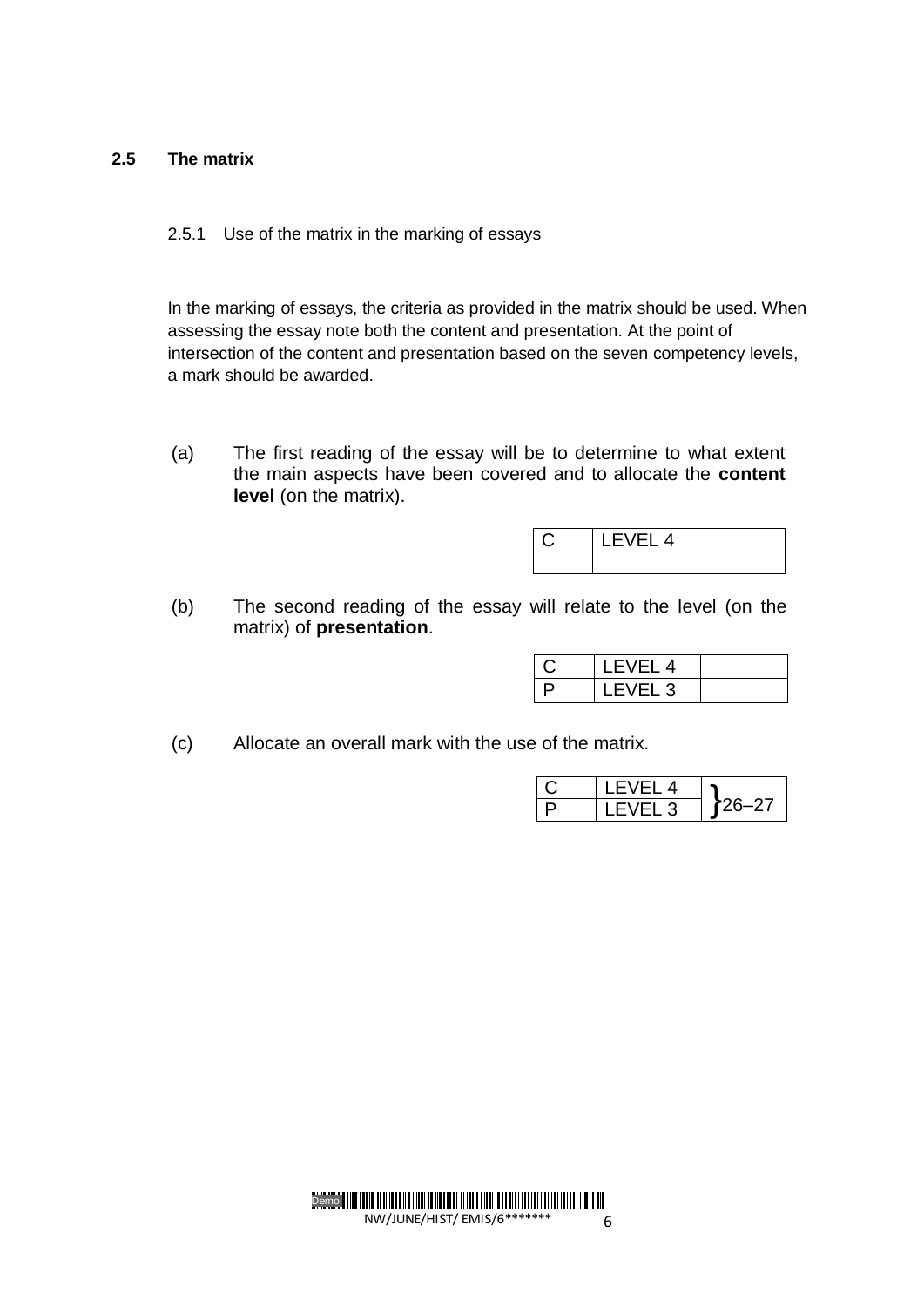### 2.5 The matrix

#### 2.5.1 Use of the matrix in the marking of essays

In the marking of essays, the criteria as provided in the matrix should be used. When assessing the essay note both the content and presentation. At the point of intersection of the content and presentation based on the seven competency levels, a mark should be awarded.

(a) The first reading of the essay will be to determine to what extent the main aspects have been covered and to allocate the **content level** (on the matrix).

| C | LEVEL 4 | |
|---|---|---|
| | | |

(b) The second reading of the essay will relate to the level (on the matrix) of **presentation**.

| C | LEVEL 4 | |
|---|---|---|
| P | LEVEL 3 | |

(c) Allocate an overall mark with the use of the matrix.

| C | LEVEL 4 | }26–27 |
|---|---|---|
| P | LEVEL 3 | |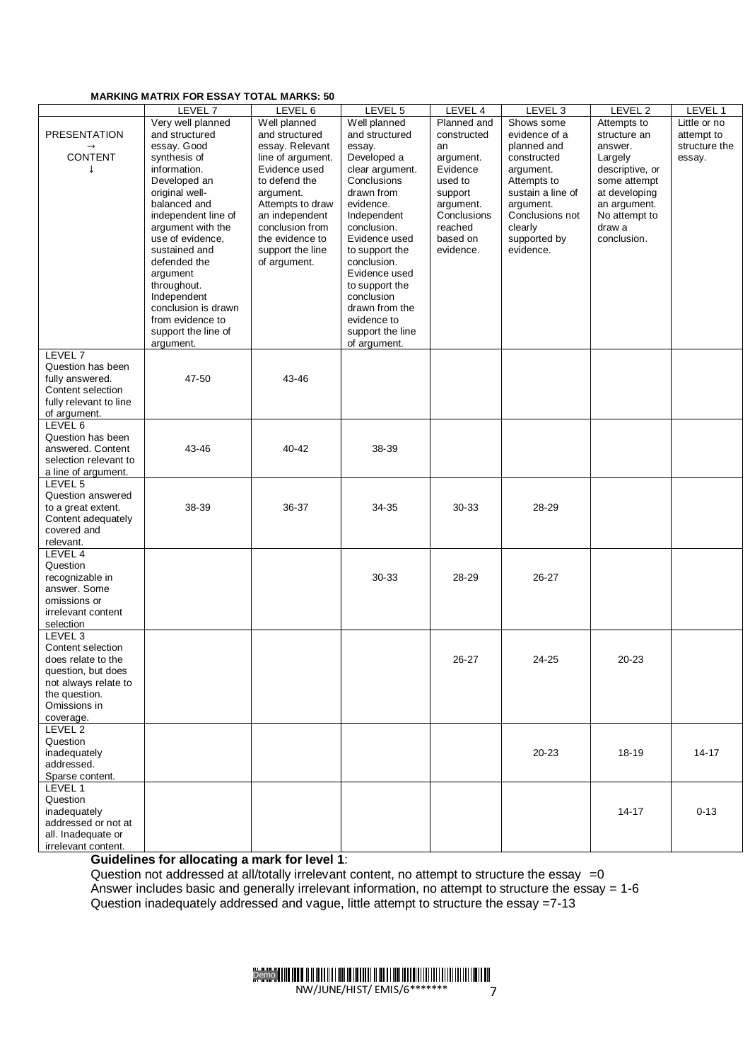**MARKING MATRIX FOR ESSAY TOTAL MARKS: 50**

| | LEVEL 7 | LEVEL 6 | LEVEL 5 | LEVEL 4 | LEVEL 3 | LEVEL 2 | LEVEL 1 |
|---|---|---|---|---|---|---|---|
| PRESENTATION → CONTENT ↓ | Very well planned and structured essay. Good synthesis of information. Developed an original well-balanced and independent line of argument with the use of evidence, sustained and defended the argument throughout. Independent conclusion is drawn from evidence to support the line of argument. | Well planned and structured essay. Relevant line of argument. Evidence used to defend the argument. Attempts to draw an independent conclusion from the evidence to support the line of argument. | Well planned and structured essay. Developed a clear argument. Conclusions drawn from evidence. Independent conclusion. Evidence used to support the conclusion. Evidence used to support the conclusion drawn from the evidence to support the line of argument. | Planned and constructed an argument. Evidence used to support argument. Conclusions reached based on evidence. | Shows some evidence of a planned and constructed argument. Attempts to sustain a line of argument. Conclusions not clearly supported by evidence. | Attempts to structure an answer. Largely descriptive, or some attempt at developing an argument. No attempt to draw a conclusion. | Little or no attempt to structure the essay. |
| LEVEL 7 Question has been fully answered. Content selection fully relevant to line of argument. | 47-50 | 43-46 | | | | | |
| LEVEL 6 Question has been answered. Content selection relevant to a line of argument. | 43-46 | 40-42 | 38-39 | | | | |
| LEVEL 5 Question answered to a great extent. Content adequately covered and relevant. | 38-39 | 36-37 | 34-35 | 30-33 | 28-29 | | |
| LEVEL 4 Question recognizable in answer. Some omissions or irrelevant content selection | | | 30-33 | 28-29 | 26-27 | | |
| LEVEL 3 Content selection does relate to the question, but does not always relate to the question. Omissions in coverage. | | | | 26-27 | 24-25 | 20-23 | |
| LEVEL 2 Question inadequately addressed. Sparse content. | | | | | 20-23 | 18-19 | 14-17 |
| LEVEL 1 Question inadequately addressed or not at all. Inadequate or irrelevant content. | | | | | | 14-17 | 0-13 |

**Guidelines for allocating a mark for level 1**:

Question not addressed at all/totally irrelevant content, no attempt to structure the essay =0

Answer includes basic and generally irrelevant information, no attempt to structure the essay = 1-6

Question inadequately addressed and vague, little attempt to structure the essay =7-13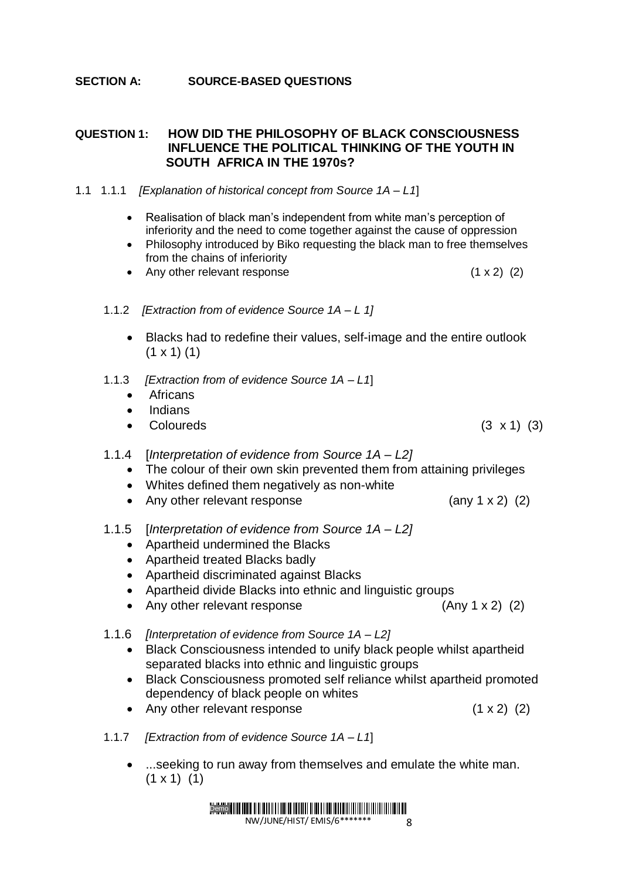**SECTION A: SOURCE-BASED QUESTIONS**

**QUESTION 1: HOW DID THE PHILOSOPHY OF BLACK CONSCIOUSNESS INFLUENCE THE POLITICAL THINKING OF THE YOUTH IN SOUTH AFRICA IN THE 1970s?**

1.1 1.1.1 *[Explanation of historical concept from Source 1A – L1]*

- Realisation of black man's independent from white man's perception of inferiority and the need to come together against the cause of oppression
- Philosophy introduced by Biko requesting the black man to free themselves from the chains of inferiority
- Any other relevant response (1 x 2) (2)

1.1.2 *[Extraction from of evidence Source 1A – L 1]*

- Blacks had to redefine their values, self-image and the entire outlook (1 x 1) (1)

1.1.3 *[Extraction from of evidence Source 1A – L1]*

- Africans
- Indians
- Coloureds (3 x 1) (3)

1.1.4 [*Interpretation of evidence from Source 1A – L2]*

- The colour of their own skin prevented them from attaining privileges
- Whites defined them negatively as non-white
- Any other relevant response (any 1 x 2) (2)

1.1.5 [*Interpretation of evidence from Source 1A – L2]*

- Apartheid undermined the Blacks
- Apartheid treated Blacks badly
- Apartheid discriminated against Blacks
- Apartheid divide Blacks into ethnic and linguistic groups
- Any other relevant response (Any 1 x 2) (2)

1.1.6 *[Interpretation of evidence from Source 1A – L2]*

- Black Consciousness intended to unify black people whilst apartheid separated blacks into ethnic and linguistic groups
- Black Consciousness promoted self reliance whilst apartheid promoted dependency of black people on whites
- Any other relevant response (1 x 2) (2)

1.1.7 *[Extraction from of evidence Source 1A – L1]*

- ...seeking to run away from themselves and emulate the white man. (1 x 1) (1)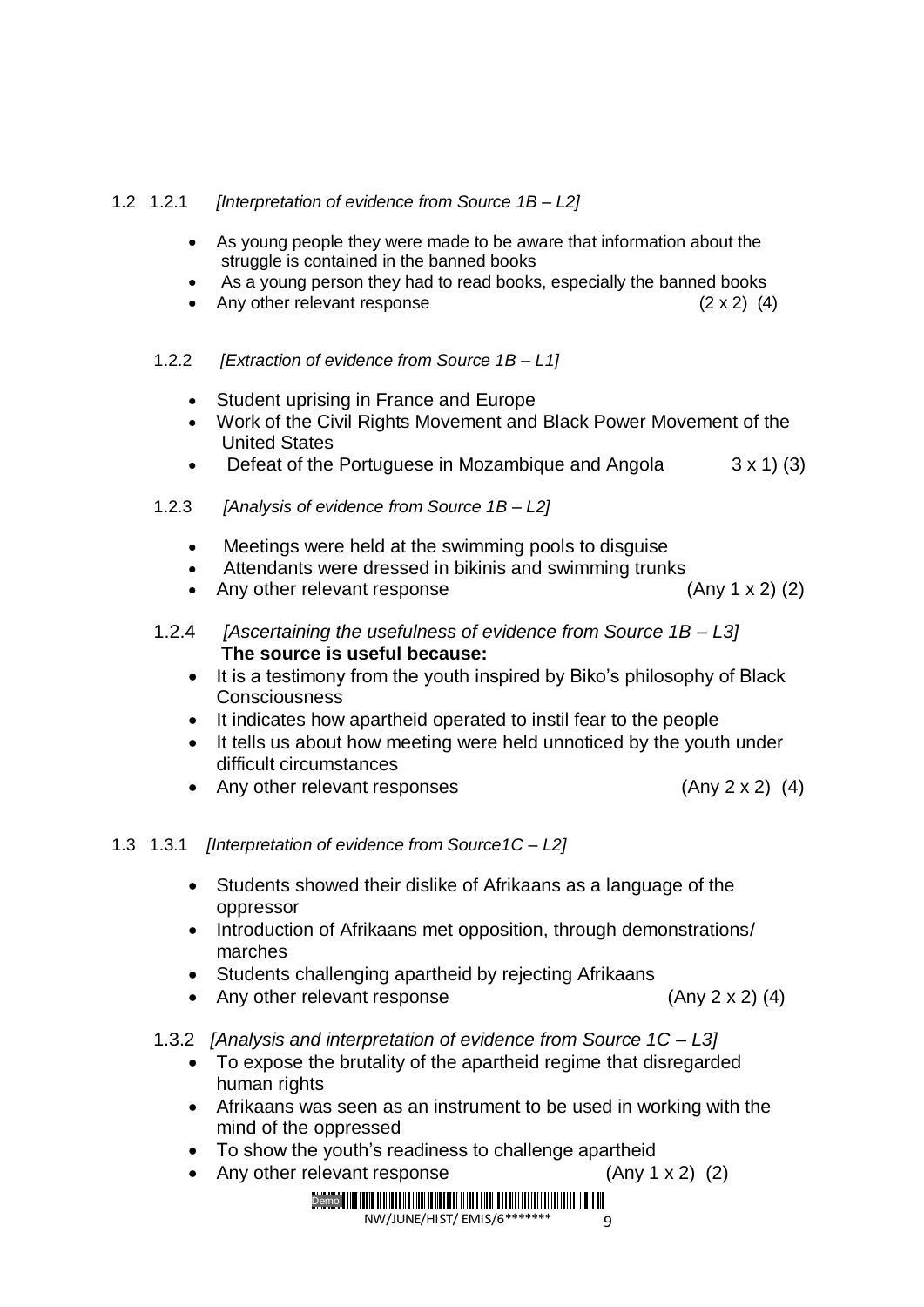1.2 1.2.1 *[Interpretation of evidence from Source 1B – L2]*

- As young people they were made to be aware that information about the struggle is contained in the banned books
- As a young person they had to read books, especially the banned books
- Any other relevant response (2 x 2) (4)

1.2.2 *[Extraction of evidence from Source 1B – L1]*

- Student uprising in France and Europe
- Work of the Civil Rights Movement and Black Power Movement of the United States
- Defeat of the Portuguese in Mozambique and Angola 3 x 1) (3)

1.2.3 *[Analysis of evidence from Source 1B – L2]*

- Meetings were held at the swimming pools to disguise
- Attendants were dressed in bikinis and swimming trunks
- Any other relevant response (Any 1 x 2) (2)

1.2.4 *[Ascertaining the usefulness of evidence from Source 1B – L3]*
**The source is useful because:**

- It is a testimony from the youth inspired by Biko's philosophy of Black Consciousness
- It indicates how apartheid operated to instil fear to the people
- It tells us about how meeting were held unnoticed by the youth under difficult circumstances
- Any other relevant responses (Any 2 x 2) (4)

1.3 1.3.1 *[Interpretation of evidence from Source1C – L2]*

- Students showed their dislike of Afrikaans as a language of the oppressor
- Introduction of Afrikaans met opposition, through demonstrations/ marches
- Students challenging apartheid by rejecting Afrikaans
- Any other relevant response (Any 2 x 2) (4)

1.3.2 *[Analysis and interpretation of evidence from Source 1C – L3]*

- To expose the brutality of the apartheid regime that disregarded human rights
- Afrikaans was seen as an instrument to be used in working with the mind of the oppressed
- To show the youth's readiness to challenge apartheid
- Any other relevant response (Any 1 x 2) (2)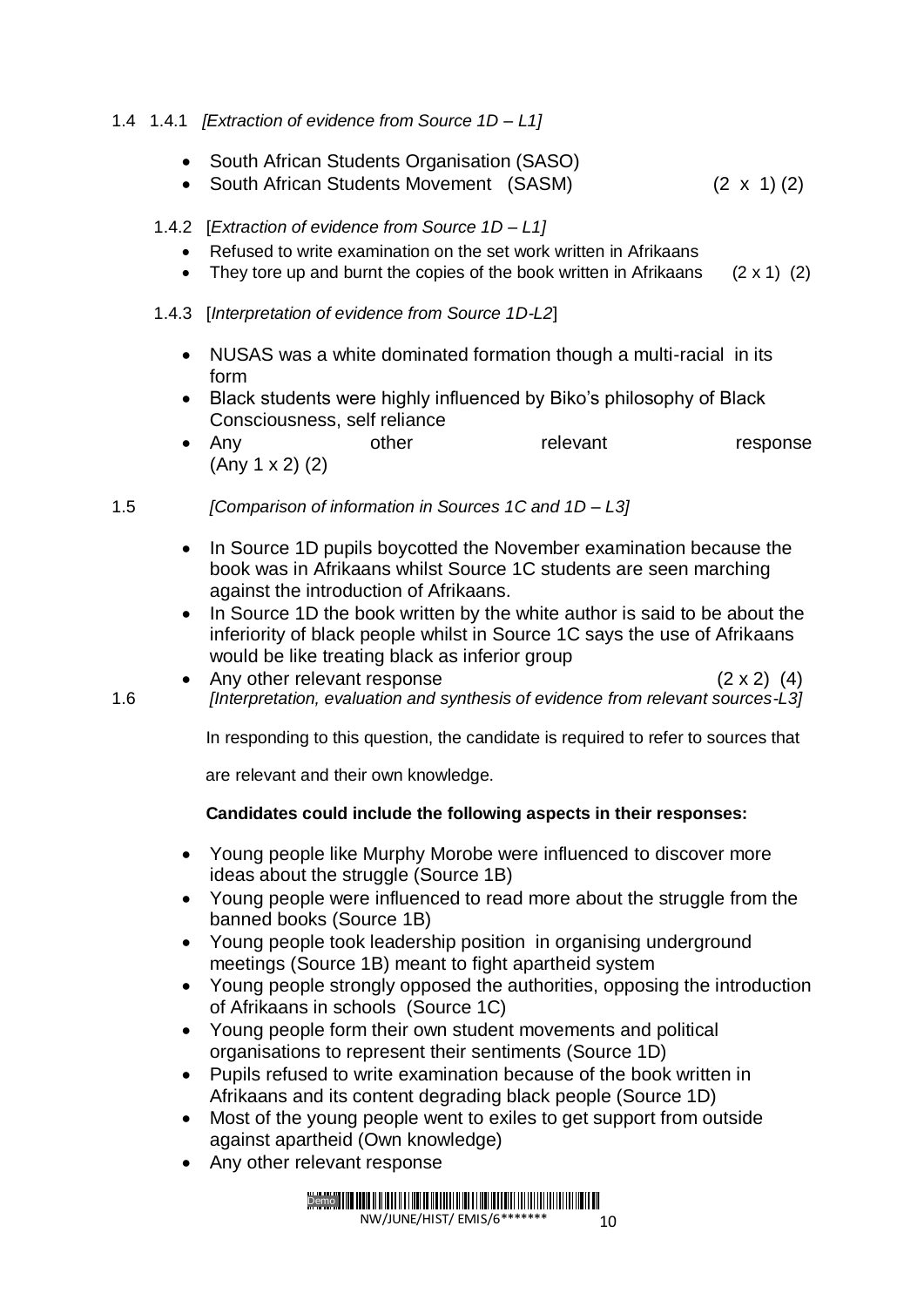1.4 1.4.1 *[Extraction of evidence from Source 1D – L1]*

- South African Students Organisation (SASO)
- South African Students Movement (SASM) (2 x 1) (2)

1.4.2 [*Extraction of evidence from Source 1D – L1]*

- Refused to write examination on the set work written in Afrikaans
- They tore up and burnt the copies of the book written in Afrikaans (2 x 1) (2)

1.4.3 [*Interpretation of evidence from Source 1D-L2*]

- NUSAS was a white dominated formation though a multi-racial in its form
- Black students were highly influenced by Biko's philosophy of Black Consciousness, self reliance
- Any other relevant response (Any 1 x 2) (2)

1.5 *[Comparison of information in Sources 1C and 1D – L3]*

- In Source 1D pupils boycotted the November examination because the book was in Afrikaans whilst Source 1C students are seen marching against the introduction of Afrikaans.
- In Source 1D the book written by the white author is said to be about the inferiority of black people whilst in Source 1C says the use of Afrikaans would be like treating black as inferior group
- Any other relevant response (2 x 2) (4)

1.6 *[Interpretation, evaluation and synthesis of evidence from relevant sources-L3]*

In responding to this question, the candidate is required to refer to sources that are relevant and their own knowledge.

**Candidates could include the following aspects in their responses:**

- Young people like Murphy Morobe were influenced to discover more ideas about the struggle (Source 1B)
- Young people were influenced to read more about the struggle from the banned books (Source 1B)
- Young people took leadership position in organising underground meetings (Source 1B) meant to fight apartheid system
- Young people strongly opposed the authorities, opposing the introduction of Afrikaans in schools (Source 1C)
- Young people form their own student movements and political organisations to represent their sentiments (Source 1D)
- Pupils refused to write examination because of the book written in Afrikaans and its content degrading black people (Source 1D)
- Most of the young people went to exiles to get support from outside against apartheid (Own knowledge)
- Any other relevant response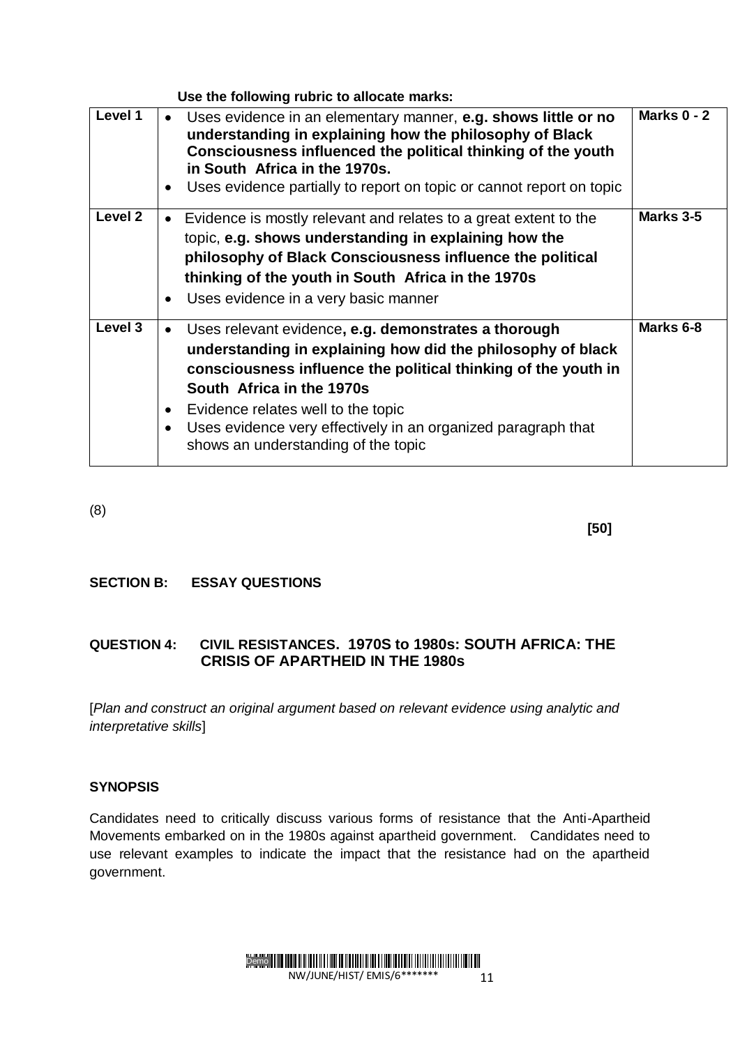**Use the following rubric to allocate marks:**

| Level | Description | Marks |
|---|---|---|
| **Level 1** | • Uses evidence in an elementary manner, **e.g. shows little or no understanding in explaining how the philosophy of Black Consciousness influenced the political thinking of the youth in South Africa in the 1970s.**<br>• Uses evidence partially to report on topic or cannot report on topic | **Marks 0 - 2** |
| **Level 2** | • Evidence is mostly relevant and relates to a great extent to the topic, **e.g. shows understanding in explaining how the philosophy of Black Consciousness influence the political thinking of the youth in South Africa in the 1970s**<br>• Uses evidence in a very basic manner | **Marks 3-5** |
| **Level 3** | • Uses relevant evidence**, e.g. demonstrates a thorough understanding in explaining how did the philosophy of black consciousness influence the political thinking of the youth in South Africa in the 1970s**<br>• Evidence relates well to the topic<br>• Uses evidence very effectively in an organized paragraph that shows an understanding of the topic | **Marks 6-8** |

(8)

**[50]**

## SECTION B: ESSAY QUESTIONS

### QUESTION 4: CIVIL RESISTANCES. 1970S to 1980s: SOUTH AFRICA: THE CRISIS OF APARTHEID IN THE 1980s

[*Plan and construct an original argument based on relevant evidence using analytic and interpretative skills*]

**SYNOPSIS**

Candidates need to critically discuss various forms of resistance that the Anti-Apartheid Movements embarked on in the 1980s against apartheid government. Candidates need to use relevant examples to indicate the impact that the resistance had on the apartheid government.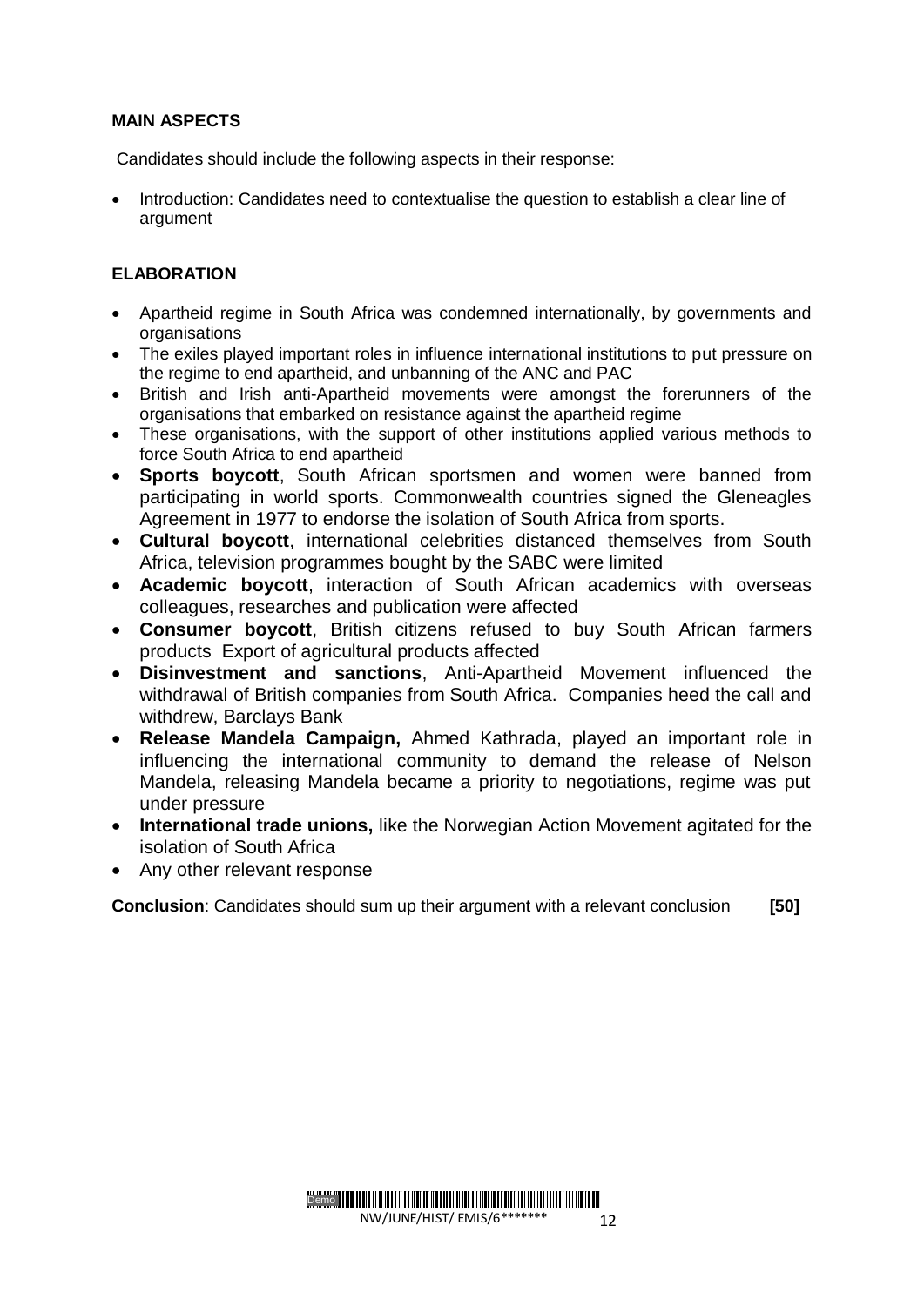**MAIN ASPECTS**

Candidates should include the following aspects in their response:

- Introduction: Candidates need to contextualise the question to establish a clear line of argument

**ELABORATION**

- Apartheid regime in South Africa was condemned internationally, by governments and organisations
- The exiles played important roles in influence international institutions to put pressure on the regime to end apartheid, and unbanning of the ANC and PAC
- British and Irish anti-Apartheid movements were amongst the forerunners of the organisations that embarked on resistance against the apartheid regime
- These organisations, with the support of other institutions applied various methods to force South Africa to end apartheid
- **Sports boycott**, South African sportsmen and women were banned from participating in world sports. Commonwealth countries signed the Gleneagles Agreement in 1977 to endorse the isolation of South Africa from sports.
- **Cultural boycott**, international celebrities distanced themselves from South Africa, television programmes bought by the SABC were limited
- **Academic boycott**, interaction of South African academics with overseas colleagues, researches and publication were affected
- **Consumer boycott**, British citizens refused to buy South African farmers products Export of agricultural products affected
- **Disinvestment and sanctions**, Anti-Apartheid Movement influenced the withdrawal of British companies from South Africa. Companies heed the call and withdrew, Barclays Bank
- **Release Mandela Campaign,** Ahmed Kathrada, played an important role in influencing the international community to demand the release of Nelson Mandela, releasing Mandela became a priority to negotiations, regime was put under pressure
- **International trade unions,** like the Norwegian Action Movement agitated for the isolation of South Africa
- Any other relevant response

**Conclusion**: Candidates should sum up their argument with a relevant conclusion **[50]**